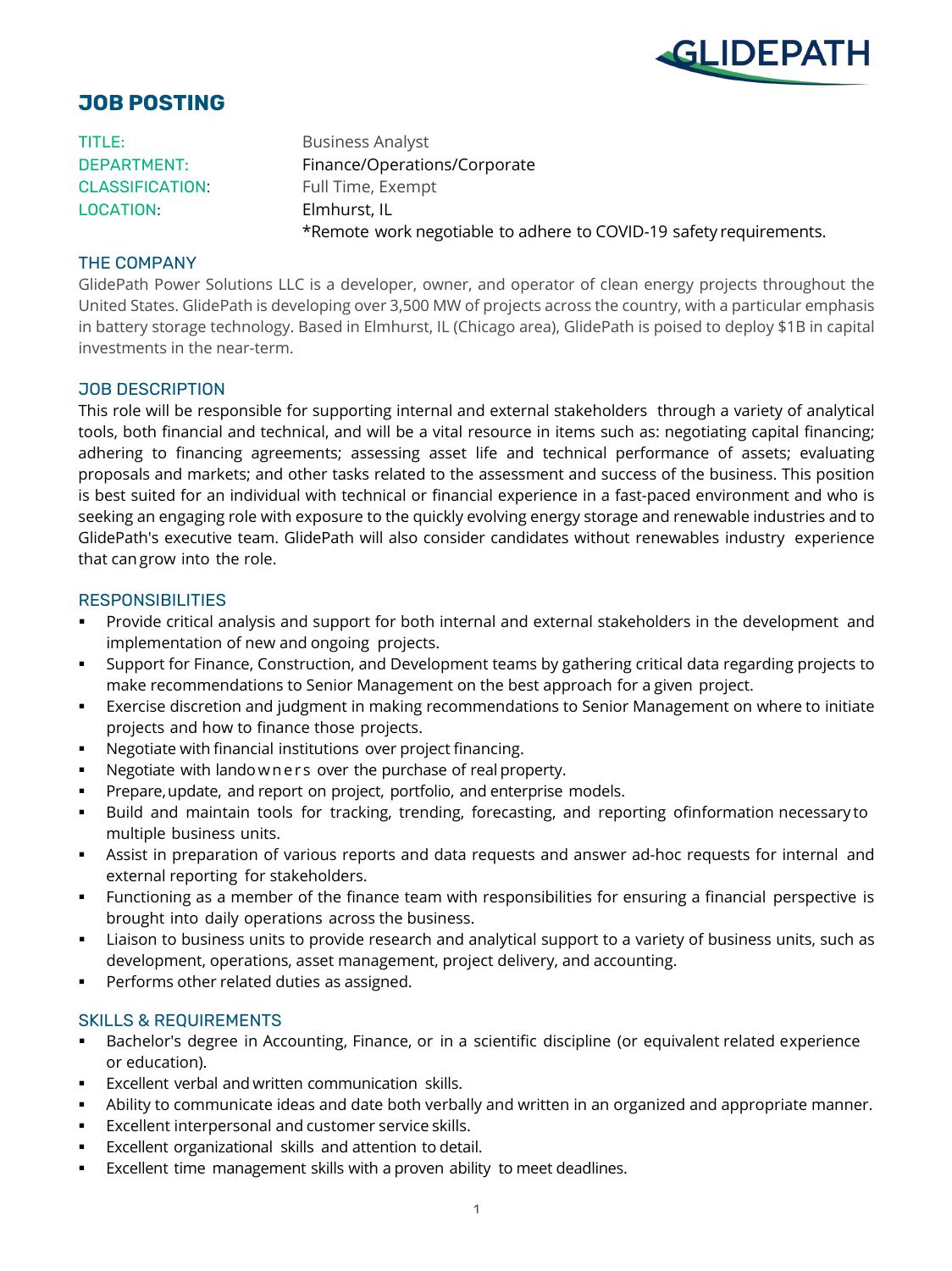# JOB POSTING

| | |
|---|---|
| TITLE: | Business Analyst |
| DEPARTMENT: | Finance/Operations/Corporate |
| CLASSIFICATION: | Full Time, Exempt |
| LOCATION: | Elmhurst, IL |
| | *Remote work negotiable to adhere to COVID-19 safety requirements. |

## THE COMPANY

GlidePath Power Solutions LLC is a developer, owner, and operator of clean energy projects throughout the United States. GlidePath is developing over 3,500 MW of projects across the country, with a particular emphasis in battery storage technology. Based in Elmhurst, IL (Chicago area), GlidePath is poised to deploy $1B in capital investments in the near-term.

## JOB DESCRIPTION

This role will be responsible for supporting internal and external stakeholders through a variety of analytical tools, both financial and technical, and will be a vital resource in items such as: negotiating capital financing; adhering to financing agreements; assessing asset life and technical performance of assets; evaluating proposals and markets; and other tasks related to the assessment and success of the business. This position is best suited for an individual with technical or financial experience in a fast-paced environment and who is seeking an engaging role with exposure to the quickly evolving energy storage and renewable industries and to GlidePath's executive team. GlidePath will also consider candidates without renewables industry experience that can grow into the role.

## RESPONSIBILITIES

- Provide critical analysis and support for both internal and external stakeholders in the development and implementation of new and ongoing projects.
- Support for Finance, Construction, and Development teams by gathering critical data regarding projects to make recommendations to Senior Management on the best approach for a given project.
- Exercise discretion and judgment in making recommendations to Senior Management on where to initiate projects and how to finance those projects.
- Negotiate with financial institutions over project financing.
- Negotiate with landowners over the purchase of real property.
- Prepare, update, and report on project, portfolio, and enterprise models.
- Build and maintain tools for tracking, trending, forecasting, and reporting of information necessary to multiple business units.
- Assist in preparation of various reports and data requests and answer ad-hoc requests for internal and external reporting for stakeholders.
- Functioning as a member of the finance team with responsibilities for ensuring a financial perspective is brought into daily operations across the business.
- Liaison to business units to provide research and analytical support to a variety of business units, such as development, operations, asset management, project delivery, and accounting.
- Performs other related duties as assigned.

## SKILLS & REQUIREMENTS

- Bachelor's degree in Accounting, Finance, or in a scientific discipline (or equivalent related experience or education).
- Excellent verbal and written communication skills.
- Ability to communicate ideas and date both verbally and written in an organized and appropriate manner.
- Excellent interpersonal and customer service skills.
- Excellent organizational skills and attention to detail.
- Excellent time management skills with a proven ability to meet deadlines.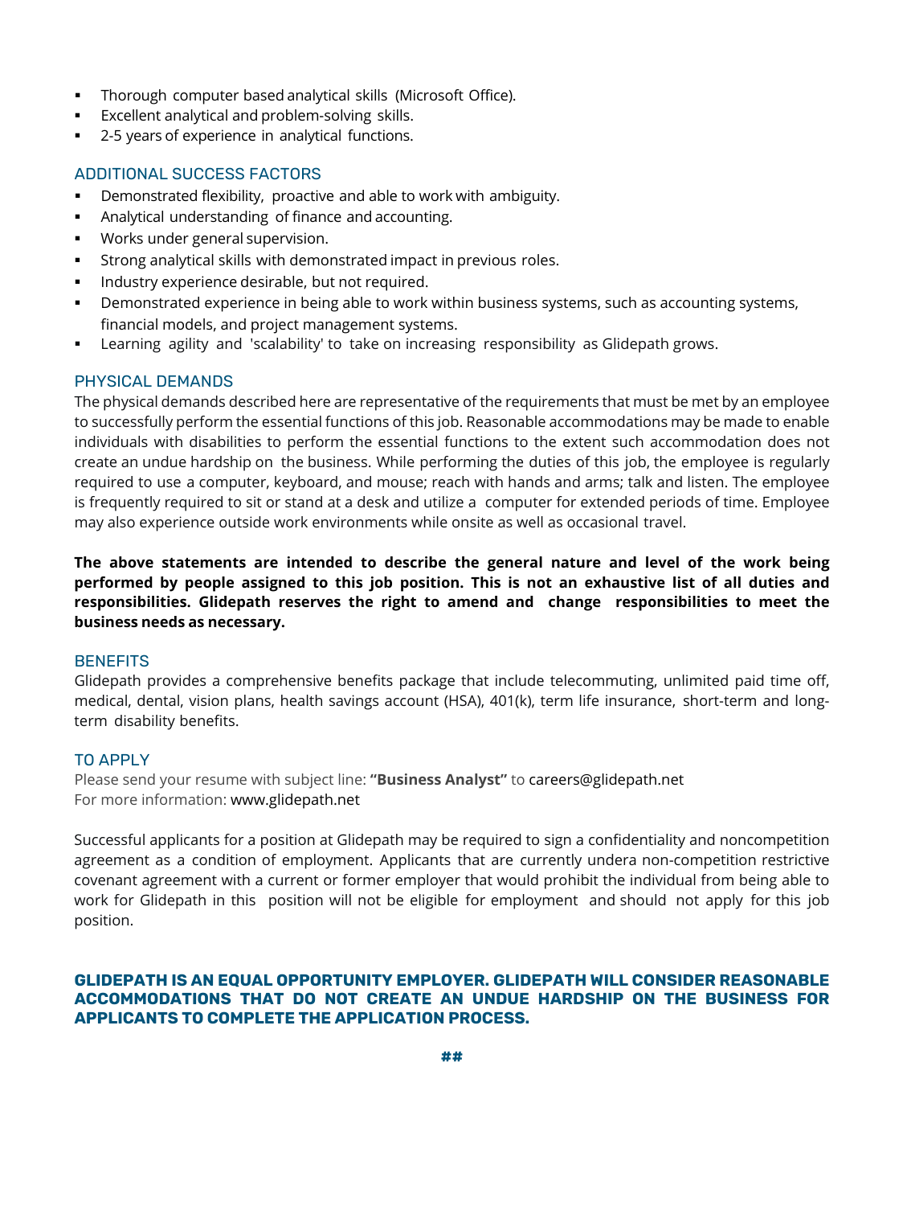- Thorough computer based analytical skills (Microsoft Office).
- Excellent analytical and problem-solving skills.
- 2-5 years of experience in analytical functions.

## ADDITIONAL SUCCESS FACTORS

- Demonstrated flexibility, proactive and able to work with ambiguity.
- Analytical understanding of finance and accounting.
- Works under general supervision.
- Strong analytical skills with demonstrated impact in previous roles.
- Industry experience desirable, but not required.
- Demonstrated experience in being able to work within business systems, such as accounting systems, financial models, and project management systems.
- Learning agility and 'scalability' to take on increasing responsibility as Glidepath grows.

## PHYSICAL DEMANDS

The physical demands described here are representative of the requirements that must be met by an employee to successfully perform the essential functions of this job. Reasonable accommodations may be made to enable individuals with disabilities to perform the essential functions to the extent such accommodation does not create an undue hardship on the business. While performing the duties of this job, the employee is regularly required to use a computer, keyboard, and mouse; reach with hands and arms; talk and listen. The employee is frequently required to sit or stand at a desk and utilize a computer for extended periods of time. Employee may also experience outside work environments while onsite as well as occasional travel.

**The above statements are intended to describe the general nature and level of the work being performed by people assigned to this job position. This is not an exhaustive list of all duties and responsibilities. Glidepath reserves the right to amend and change responsibilities to meet the business needs as necessary.**

## BENEFITS

Glidepath provides a comprehensive benefits package that include telecommuting, unlimited paid time off, medical, dental, vision plans, health savings account (HSA), 401(k), term life insurance, short-term and long-term disability benefits.

## TO APPLY

Please send your resume with subject line: **"Business Analyst"** to careers@glidepath.net
For more information: www.glidepath.net

Successful applicants for a position at Glidepath may be required to sign a confidentiality and noncompetition agreement as a condition of employment. Applicants that are currently undera non-competition restrictive covenant agreement with a current or former employer that would prohibit the individual from being able to work for Glidepath in this position will not be eligible for employment and should not apply for this job position.

**GLIDEPATH IS AN EQUAL OPPORTUNITY EMPLOYER. GLIDEPATH WILL CONSIDER REASONABLE ACCOMMODATIONS THAT DO NOT CREATE AN UNDUE HARDSHIP ON THE BUSINESS FOR APPLICANTS TO COMPLETE THE APPLICATION PROCESS.**

**##**